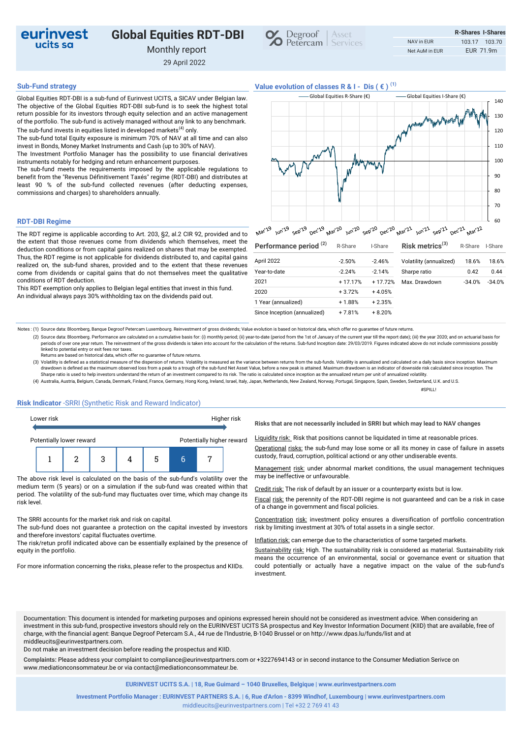# Global Equities RDT-DBI

Monthly report

29 April 2022

| | R-Shares | I-Shares |
|---|---|---|
| NAV in EUR | 103.17 | 103.70 |
| Net AuM in EUR | EUR 71.9m | |

## Sub-Fund strategy

Global Equities RDT-DBI is a sub-fund of Eurinvest UCITS, a SICAV under Belgian law. The objective of the Global Equities RDT-DBI sub-fund is to seek the highest total return possible for its investors through equity selection and an active management of the portfolio. The sub-fund is actively managed without any link to any benchmark. The sub-fund invests in equities listed in developed markets[4] only.

The sub-fund total Equity exposure is minimum 70% of NAV at all time and can also invest in Bonds, Money Market Instruments and Cash (up to 30% of NAV).

The Investment Portfolio Manager has the possibility to use financial derivatives instruments notably for hedging and return enhancement purposes.

The sub-fund meets the requirements imposed by the applicable regulations to benefit from the "Revenus Définitivement Taxés" regime (RDT-DBI) and distributes at least 90 % of the sub-fund collected revenues (after deducting expenses, commissions and charges) to shareholders annually.

## Value evolution of classes R & I - Dis ( € ) [1]

## RDT-DBI Regime

The RDT regime is applicable according to Art. 203, §2, al.2 CIR 92, provided and to the extent that those revenues come from dividends which themselves, meet the deduction conditions or from capital gains realized on shares that may be exempted. Thus, the RDT regime is not applicable for dividends distributed to, and capital gains realized on, the sub-fund shares, provided and to the extent that these revenues come from dividends or capital gains that do not themselves meet the qualitative conditions of RDT deduction.

This RDT exemption only applies to Belgian legal entities that invest in this fund.

An individual always pays 30% withholding tax on the dividends paid out.

| Performance period [2] | R-Share | I-Share |
|---|---|---|
| April 2022 | -2.50% | -2.46% |
| Year-to-date | -2.24% | -2.14% |
| 2021 | + 17.17% | + 17.72% |
| 2020 | + 3.72% | + 4.05% |
| 1 Year (annualized) | + 1.88% | + 2.35% |
| Since Inception (annualized) | + 7.81% | + 8.20% |

| Risk metrics[3] | R-Share | I-Share |
|---|---|---|
| Volatility (annualized) | 18.6% | 18.6% |
| Sharpe ratio | 0.42 | 0.44 |
| Max. Drawdown | -34.0% | -34.0% |

Notes : (1) Source data: Bloomberg, Banque Degroof Petercam Luxembourg. Reinvestment of gross dividends; Value evolution is based on historical data, which offer no guarantee of future returns.

(2) Source data: Bloomberg. Performance are calculated on a cumulative basis for: (i) monthly period; (ii) year-to-date (period from the 1st of January of the current year till the report date); (iii) the year 2020; and on actuarial basis for periods of over one year return. The reinvestment of the gross dividends is taken into account for the calculation of the returns. Sub-fund Inception date: 29/03/2019. Figures indicated above do not include commissions possibly linked to potential entry or exit fees nor taxes.
Returns are based on historical data, which offer no guarantee of future returns.

(3) Volatility is defined as a statistical measure of the dispersion of returns. Volatility is measured as the variance between returns from the sub-funds. Volatility is annualized and calculated on a daily basis since inception. Maximum drawdown is defined as the maximum observed loss from a peak to a trough of the sub-fund Net Asset Value, before a new peak is attained. Maximum drawdown is an indicator of downside risk calculated since inception. The Sharpe ratio is used to help investors understand the return of an investment compared to its risk. The ratio is calculated since inception as the annualized return per unit of annualized volatility.

(4) Australia, Austria, Belgium, Canada, Denmark, Finland, France, Germany, Hong Kong, Ireland, Israel, Italy, Japan, Netherlands, New Zealand, Norway, Portugal, Singapore, Spain, Sweden, Switzerland, U.K. and U.S.

#SPILL!

## Risk Indicator -SRRI (Synthetic Risk and Reward Indicator)

Lower risk — Higher risk

Potentially lower reward — Potentially higher reward

| 1 | 2 | 3 | 4 | 5 | **6** | 7 |
|---|---|---|---|---|---|---|

The above risk level is calculated on the basis of the sub-fund's volatility over the medium term (5 years) or on a simulation if the sub-fund was created within that period. The volatility of the sub-fund may fluctuates over time, which may change its risk level.

The SRRI accounts for the market risk and risk on capital.

The sub-fund does not guarantee a protection on the capital invested by investors and therefore investors' capital fluctuates overtime.

The risk/retun profil indicated above can be essentially explained by the presence of equity in the portfolio.

For more information concerning the risks, please refer to the prospectus and KIIDs.

**Risks that are not necessarily included in SRRI but which may lead to NAV changes**

Liquidity risk: Risk that positions cannot be liquidated in time at reasonable prices.

Operational risks: the sub-fund may lose some or all its money in case of failure in assets custody, fraud, corruption, political action or any other undesirable events.

Management risk: under abnormal market conditions, the usual management techniques may be ineffective or unfavourable.

Credit risk: The risk of default by an issuer or a counterparty exists but is low.

Fiscal risk: the perennity of the RDT-DBI regime is not guaranteed and can be a risk in case of a change in government and fiscal policies.

Concentration risk: investment policy ensures a diversification of portfolio concentration risk by limiting investment at 30% of total assets in a single sector.

Inflation risk: can emerge due to the characteristics of some targeted markets.

Sustainability risk: High. The sustainability risk is considered as material. Sustainability risk means the occurrence of an environmental, social or governance event or situation that could potentially or actually have a negative impact on the value of the sub-fund's investment.

Documentation: This document is intended for marketing purposes and opinions expressed herein should not be considered as investment advice. When considering an investment in this sub-fund, prospective investors should rely on the EURINVEST UCITS SA prospectus and Key Investor Information Document (KIID) that are available, free of charge, with the financial agent: Banque Degroof Petercam S.A., 44 rue de l'Industrie, B-1040 Brussel or on http://www.dpas.lu/funds/list and at middleucits@eurinvestpartners.com.

Do not make an investment decision before reading the prospectus and KIID.

**Complaints:** Please address your complaint to compliance@eurinvestpartners.com or +3227694143 or in second instance to the Consumer Mediation Serivce on www.mediationconsommateur.be or via contact@mediationconsommateur.be.

**EURINVEST UCITS S.A. | 18, Rue Guimard – 1040 Bruxelles, Belgique | www.eurinvestpartners.com**

**Investment Portfolio Manager : EURINVEST PARTNERS S.A. | 6, Rue d'Arlon - 8399 Windhof, Luxembourg | www.eurinvestpartners.com**

middleucits@eurinvestpartners.com | Tel +32 2 769 41 43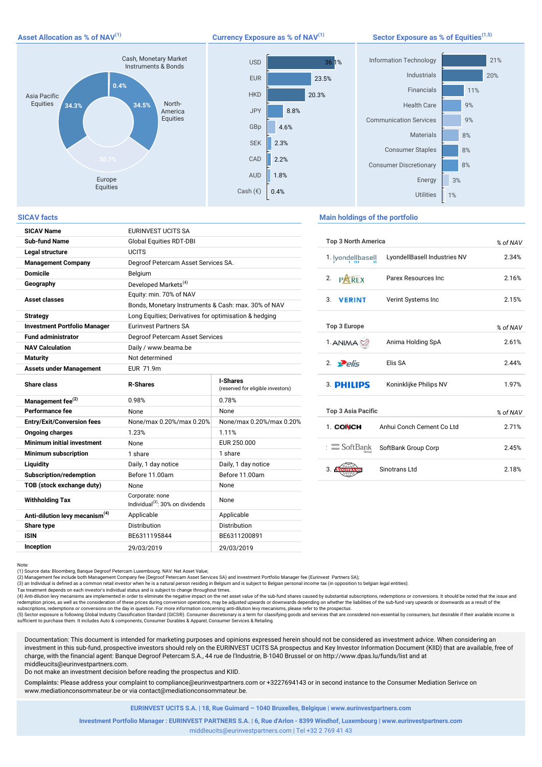## Asset Allocation as % of NAV[1]

Cash, Monetary Market Instruments & Bonds
0.4%
Asia Pacific Equities
34.3%
34.5%
North-America Equities
30.7%
Europe Equities

## Currency Exposure as % of NAV[1]

USD 36.1%
EUR 23.5%
HKD 20.3%
JPY 8.8%
GBp 4.6%
SEK 2.3%
CAD 2.2%
AUD 1.8%
Cash (€) 0.4%

## Sector Exposure as % of Equities[1,5]

Information Technology 21%
Industrials 20%
Financials 11%
Health Care 9%
Communication Services 9%
Materials 8%
Consumer Staples 8%
Consumer Discretionary 8%
Energy 3%
Utilities 1%

## SICAV facts

| | | |
|---|---|---|
| **SICAV Name** | EURINVEST UCITS SA | |
| **Sub-fund Name** | Global Equities RDT-DBI | |
| **Legal structure** | UCITS | |
| **Management Company** | Degroof Petercam Asset Services SA. | |
| **Domicile** | Belgium | |
| **Geography** | Developed Markets[4] | |
| **Asset classes** | Equity: min. 70% of NAV<br>Bonds, Monetary Instruments & Cash: max. 30% of NAV | |
| **Strategy** | Long Equities; Derivatives for optimisation & hedging | |
| **Investment Portfolio Manager** | Eurinvest Partners SA | |
| **Fund administrator** | Degroof Petercam Asset Services | |
| **NAV Calculation** | Daily / www.beama.be | |
| **Maturity** | Not determined | |
| **Assets under Management** | EUR 71.9m | |
| **Share class** | **R-Shares** | **I-Shares** (reserved for eligible investors) |
| **Management fee[2]** | 0.98% | 0.78% |
| **Performance fee** | None | None |
| **Entry/Exit/Conversion fees** | None/max 0.20%/max 0.20% | None/max 0.20%/max 0.20% |
| **Ongoing charges** | 1.23% | 1.11% |
| **Minimum initial investment** | None | EUR 250.000 |
| **Minimum subscription** | 1 share | 1 share |
| **Liquidity** | Daily, 1 day notice | Daily, 1 day notice |
| **Subscription/redemption** | Before 11.00am | Before 11.00am |
| **TOB (stock exchange duty)** | None | None |
| **Withholding Tax** | Corporate: none<br>Individual[3]: 30% on dividends | None |
| **Anti-dilution levy mecanism[4]** | Applicable | Applicable |
| **Share type** | Distribution | Distribution |
| **ISIN** | BE6311195844 | BE6311200891 |
| **Inception** | 29/03/2019 | 29/03/2019 |

## Main holdings of the portfolio

| Top 3 North America | | % of NAV |
|---|---|---|
| 1. | LyondellBasell Industries NV | 2.34% |
| 2. | Parex Resources Inc | 2.16% |
| 3. | Verint Systems Inc | 2.15% |

| Top 3 Europe | | % of NAV |
|---|---|---|
| 1. | Anima Holding SpA | 2.61% |
| 2. | Elis SA | 2.44% |
| 3. | Koninklijke Philips NV | 1.97% |

| Top 3 Asia Pacific | | % of NAV |
|---|---|---|
| 1. | Anhui Conch Cement Co Ltd | 2.71% |
| 2. | SoftBank Group Corp | 2.45% |
| 3. | Sinotrans Ltd | 2.18% |

Note:
(1) Source data: Bloomberg, Banque Degroof Petercam Luxembourg. NAV: Net Asset Value;
(2) Management fee include both Management Company fee (Degroof Petercam Asset Services SA) and Investment Portfolio Manager fee (Eurinvest Partners SA);
(3) an Individual is defined as a common retail investor when he is a natural person residing in Belgium and is subject to Belgian personal income tax (in opposition to belgian legal entities).
Tax treatment depends on each investor's individual status and is subject to change throughout times.
(4) Anti-dilution levy mecanisms are implemented in order to eliminate the negative impact on the net asset value of the sub-fund shares caused by substantial subscriptions, redemptions or conversions. It should be noted that the issue and redemption prices, as well as the consideration of these prices during conversion operations, may be adjusted upwards or downwards depending on whether the liabilities of the sub-fund vary upwards or downwards as a result of the subscriptions, redemptions or conversions on the day in question. For more information concerning anti-dilution levy mecanisms, please refer to the prospectus.
(5) Sector exposure is following Global Industry Classification Standard (GICS®). Consumer discretionary is a term for classifying goods and services that are considered non-essential by consumers, but desirable if their available income is sufficient to purchase them. It includes Auto & components, Consumer Durables & Apparel, Consumer Services & Retailing.

Documentation: This document is intended for marketing purposes and opinions expressed herein should not be considered as investment advice. When considering an investment in this sub-fund, prospective investors should rely on the EURINVEST UCITS SA prospectus and Key Investor Information Document (KIID) that are available, free of charge, with the financial agent: Banque Degroof Petercam S.A., 44 rue de l'Industrie, B-1040 Brussel or on http://www.dpas.lu/funds/list and at middleucits@eurinvestpartners.com.
Do not make an investment decision before reading the prospectus and KIID.

**Complaints:** Please address your complaint to compliance@eurinvestpartners.com or +3227694143 or in second instance to the Consumer Mediation Serivce on www.mediationconsommateur.be or via contact@mediationconsommateur.be.

**EURINVEST UCITS S.A. | 18, Rue Guimard – 1040 Bruxelles, Belgique | www.eurinvestpartners.com**

**Investment Portfolio Manager : EURINVEST PARTNERS S.A. | 6, Rue d'Arlon - 8399 Windhof, Luxembourg | www.eurinvestpartners.com**

middleucits@eurinvestpartners.com | Tel +32 2 769 41 43